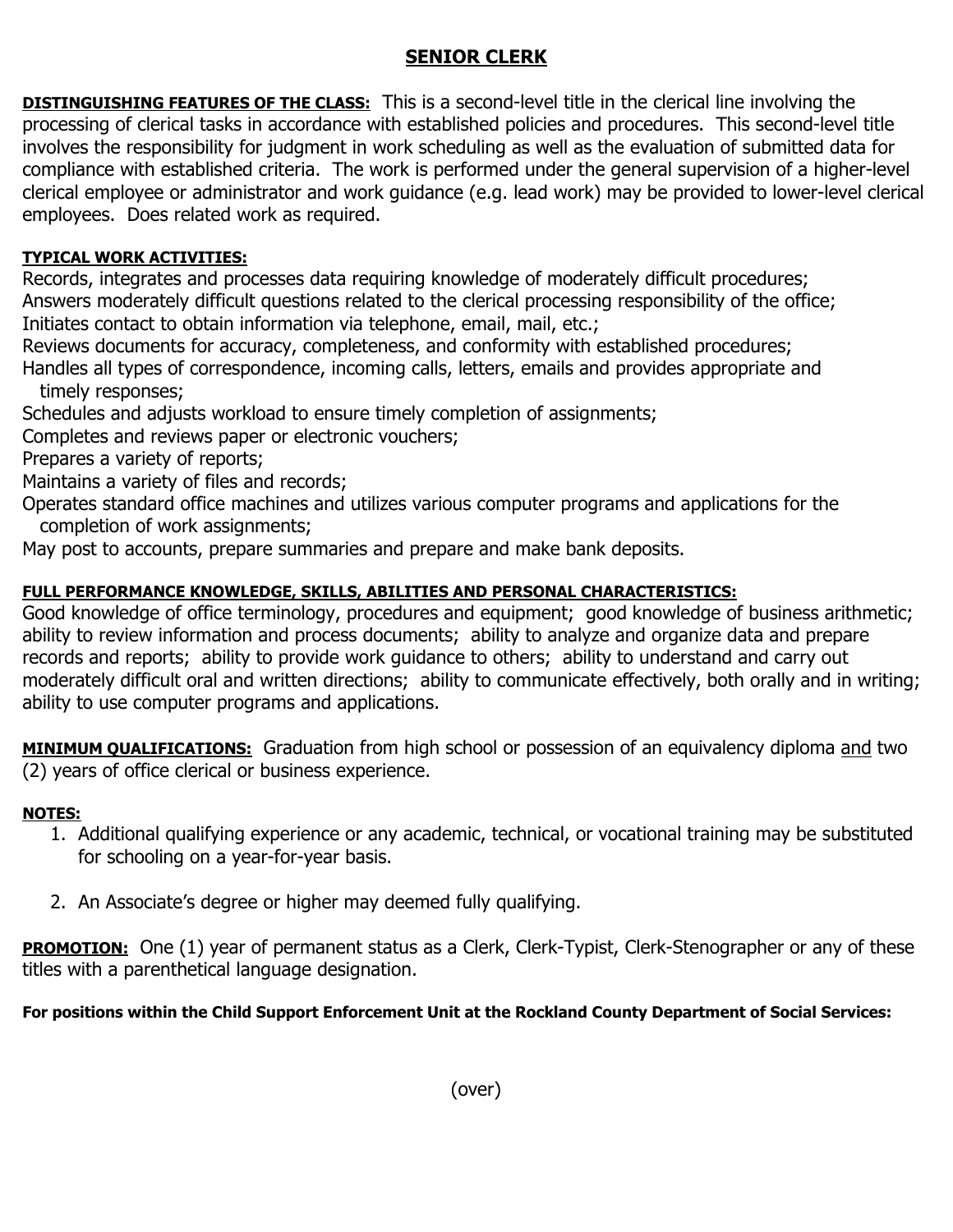# SENIOR CLERK

**DISTINGUISHING FEATURES OF THE CLASS:** This is a second-level title in the clerical line involving the processing of clerical tasks in accordance with established policies and procedures. This second-level title involves the responsibility for judgment in work scheduling as well as the evaluation of submitted data for compliance with established criteria. The work is performed under the general supervision of a higher-level clerical employee or administrator and work guidance (e.g. lead work) may be provided to lower-level clerical employees. Does related work as required.

**TYPICAL WORK ACTIVITIES:**

Records, integrates and processes data requiring knowledge of moderately difficult procedures;
Answers moderately difficult questions related to the clerical processing responsibility of the office;
Initiates contact to obtain information via telephone, email, mail, etc.;
Reviews documents for accuracy, completeness, and conformity with established procedures;
Handles all types of correspondence, incoming calls, letters, emails and provides appropriate and timely responses;
Schedules and adjusts workload to ensure timely completion of assignments;
Completes and reviews paper or electronic vouchers;
Prepares a variety of reports;
Maintains a variety of files and records;
Operates standard office machines and utilizes various computer programs and applications for the completion of work assignments;
May post to accounts, prepare summaries and prepare and make bank deposits.

**FULL PERFORMANCE KNOWLEDGE, SKILLS, ABILITIES AND PERSONAL CHARACTERISTICS:**
Good knowledge of office terminology, procedures and equipment; good knowledge of business arithmetic; ability to review information and process documents; ability to analyze and organize data and prepare records and reports; ability to provide work guidance to others; ability to understand and carry out moderately difficult oral and written directions; ability to communicate effectively, both orally and in writing; ability to use computer programs and applications.

**MINIMUM QUALIFICATIONS:** Graduation from high school or possession of an equivalency diploma and two (2) years of office clerical or business experience.

**NOTES:**

1. Additional qualifying experience or any academic, technical, or vocational training may be substituted for schooling on a year-for-year basis.

2. An Associate's degree or higher may deemed fully qualifying.

**PROMOTION:** One (1) year of permanent status as a Clerk, Clerk-Typist, Clerk-Stenographer or any of these titles with a parenthetical language designation.

**For positions within the Child Support Enforcement Unit at the Rockland County Department of Social Services:**

(over)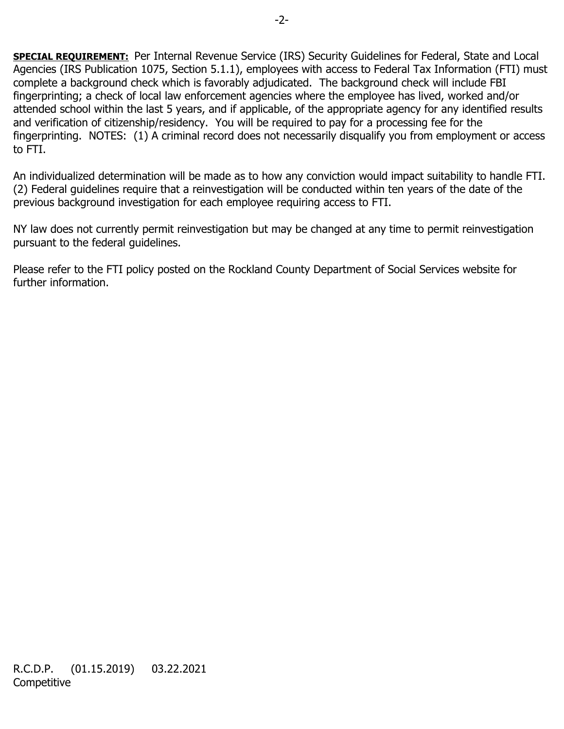**SPECIAL REQUIREMENT:** Per Internal Revenue Service (IRS) Security Guidelines for Federal, State and Local Agencies (IRS Publication 1075, Section 5.1.1), employees with access to Federal Tax Information (FTI) must complete a background check which is favorably adjudicated. The background check will include FBI fingerprinting; a check of local law enforcement agencies where the employee has lived, worked and/or attended school within the last 5 years, and if applicable, of the appropriate agency for any identified results and verification of citizenship/residency. You will be required to pay for a processing fee for the fingerprinting. NOTES: (1) A criminal record does not necessarily disqualify you from employment or access to FTI.

An individualized determination will be made as to how any conviction would impact suitability to handle FTI. (2) Federal guidelines require that a reinvestigation will be conducted within ten years of the date of the previous background investigation for each employee requiring access to FTI.

NY law does not currently permit reinvestigation but may be changed at any time to permit reinvestigation pursuant to the federal guidelines.

Please refer to the FTI policy posted on the Rockland County Department of Social Services website for further information.

R.C.D.P. (01.15.2019) 03.22.2021
Competitive